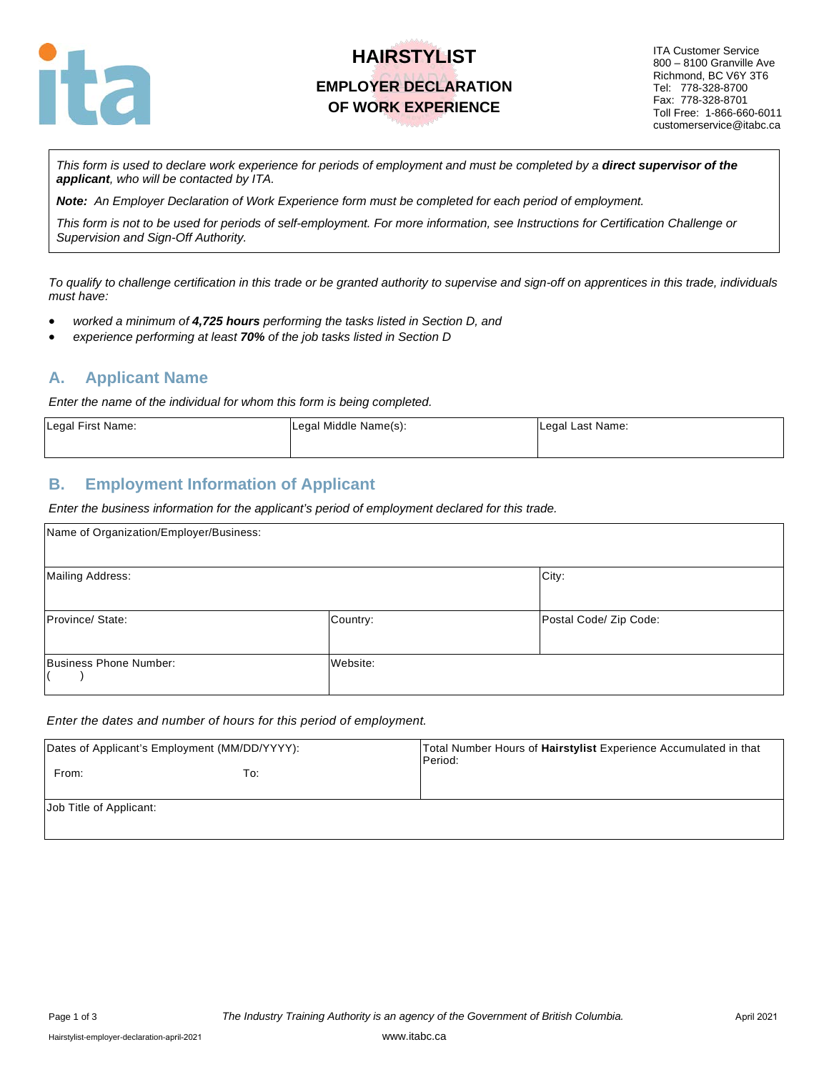# HAIRSTYLIST

## EMPLOYER DECLARATION OF WORK EXPERIENCE

ITA Customer Service
800 – 8100 Granville Ave
Richmond, BC V6Y 3T6
Tel: 778-328-8700
Fax: 778-328-8701
Toll Free: 1-866-660-6011
customerservice@itabc.ca

*This form is used to declare work experience for periods of employment and must be completed by a **direct supervisor of the applicant**, who will be contacted by ITA.*

***Note:*** *An Employer Declaration of Work Experience form must be completed for each period of employment.*

*This form is not to be used for periods of self-employment. For more information, see Instructions for Certification Challenge or Supervision and Sign-Off Authority.*

*To qualify to challenge certification in this trade or be granted authority to supervise and sign-off on apprentices in this trade, individuals must have:*

- *worked a minimum of **4,725 hours** performing the tasks listed in Section D, and*
- *experience performing at least **70%** of the job tasks listed in Section D*

## A. Applicant Name

*Enter the name of the individual for whom this form is being completed.*

| Legal First Name: | Legal Middle Name(s): | Legal Last Name: |
|---|---|---|
| | | |

## B. Employment Information of Applicant

*Enter the business information for the applicant's period of employment declared for this trade.*

| Name of Organization/Employer/Business: | | |
|---|---|---|
| Mailing Address: | | City: |
| Province/ State: | Country: | Postal Code/ Zip Code: |
| Business Phone Number: ( ) | Website: | |

*Enter the dates and number of hours for this period of employment.*

| Dates of Applicant's Employment (MM/DD/YYYY): From: To: | Total Number Hours of **Hairstylist** Experience Accumulated in that Period: |
|---|---|
| Job Title of Applicant: | |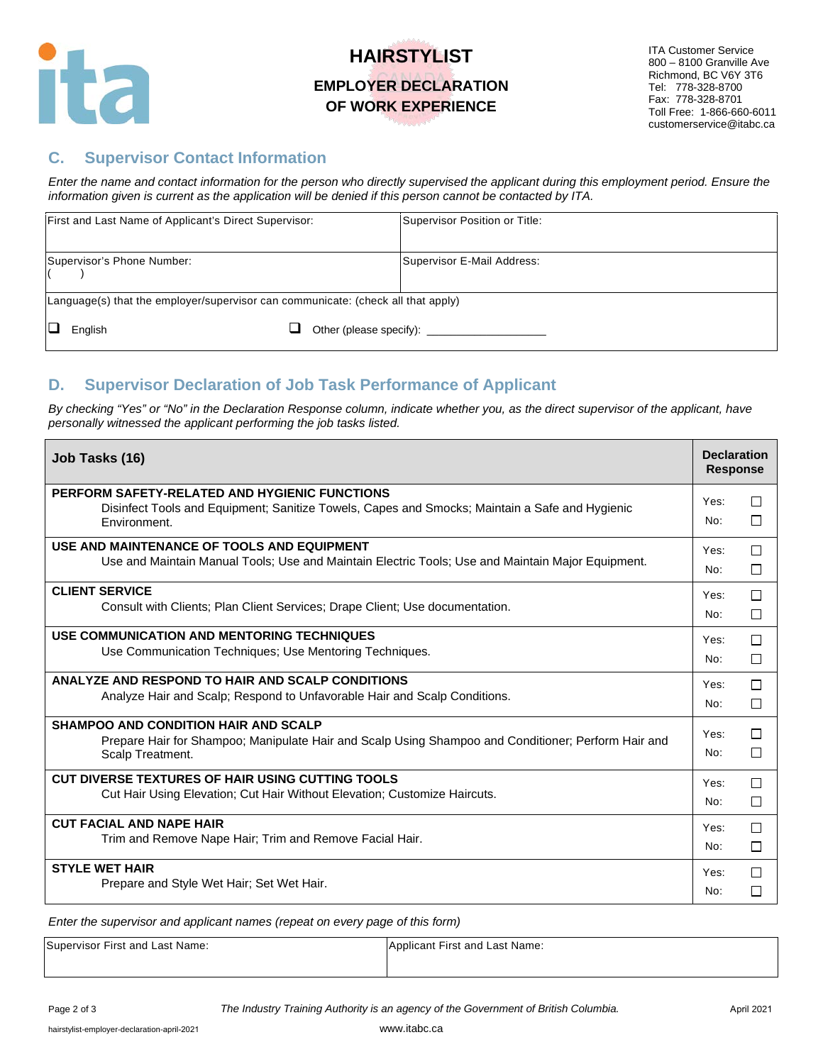# HAIRSTYLIST

## EMPLOYER DECLARATION OF WORK EXPERIENCE

ITA Customer Service
800 – 8100 Granville Ave
Richmond, BC V6Y 3T6
Tel: 778-328-8700
Fax: 778-328-8701
Toll Free: 1-866-660-6011
customerservice@itabc.ca

## C. Supervisor Contact Information

*Enter the name and contact information for the person who directly supervised the applicant during this employment period. Ensure the information given is current as the application will be denied if this person cannot be contacted by ITA.*

| First and Last Name of Applicant's Direct Supervisor: | Supervisor Position or Title: |
|---|---|
| Supervisor's Phone Number: ( ) | Supervisor E-Mail Address: |
| Language(s) that the employer/supervisor can communicate: (check all that apply) ☐ English ☐ Other (please specify): ___________________ | |

## D. Supervisor Declaration of Job Task Performance of Applicant

*By checking "Yes" or "No" in the Declaration Response column, indicate whether you, as the direct supervisor of the applicant, have personally witnessed the applicant performing the job tasks listed.*

| Job Tasks (16) | Declaration Response |
|---|---|
| **PERFORM SAFETY-RELATED AND HYGIENIC FUNCTIONS** Disinfect Tools and Equipment; Sanitize Towels, Capes and Smocks; Maintain a Safe and Hygienic Environment. | Yes: ☐ No: ☐ |
| **USE AND MAINTENANCE OF TOOLS AND EQUIPMENT** Use and Maintain Manual Tools; Use and Maintain Electric Tools; Use and Maintain Major Equipment. | Yes: ☐ No: ☐ |
| **CLIENT SERVICE** Consult with Clients; Plan Client Services; Drape Client; Use documentation. | Yes: ☐ No: ☐ |
| **USE COMMUNICATION AND MENTORING TECHNIQUES** Use Communication Techniques; Use Mentoring Techniques. | Yes: ☐ No: ☐ |
| **ANALYZE AND RESPOND TO HAIR AND SCALP CONDITIONS** Analyze Hair and Scalp; Respond to Unfavorable Hair and Scalp Conditions. | Yes: ☐ No: ☐ |
| **SHAMPOO AND CONDITION HAIR AND SCALP** Prepare Hair for Shampoo; Manipulate Hair and Scalp Using Shampoo and Conditioner; Perform Hair and Scalp Treatment. | Yes: ☐ No: ☐ |
| **CUT DIVERSE TEXTURES OF HAIR USING CUTTING TOOLS** Cut Hair Using Elevation; Cut Hair Without Elevation; Customize Haircuts. | Yes: ☐ No: ☐ |
| **CUT FACIAL AND NAPE HAIR** Trim and Remove Nape Hair; Trim and Remove Facial Hair. | Yes: ☐ No: ☐ |
| **STYLE WET HAIR** Prepare and Style Wet Hair; Set Wet Hair. | Yes: ☐ No: ☐ |

*Enter the supervisor and applicant names (repeat on every page of this form)*

| Supervisor First and Last Name: | Applicant First and Last Name: |
|---|---|
| | |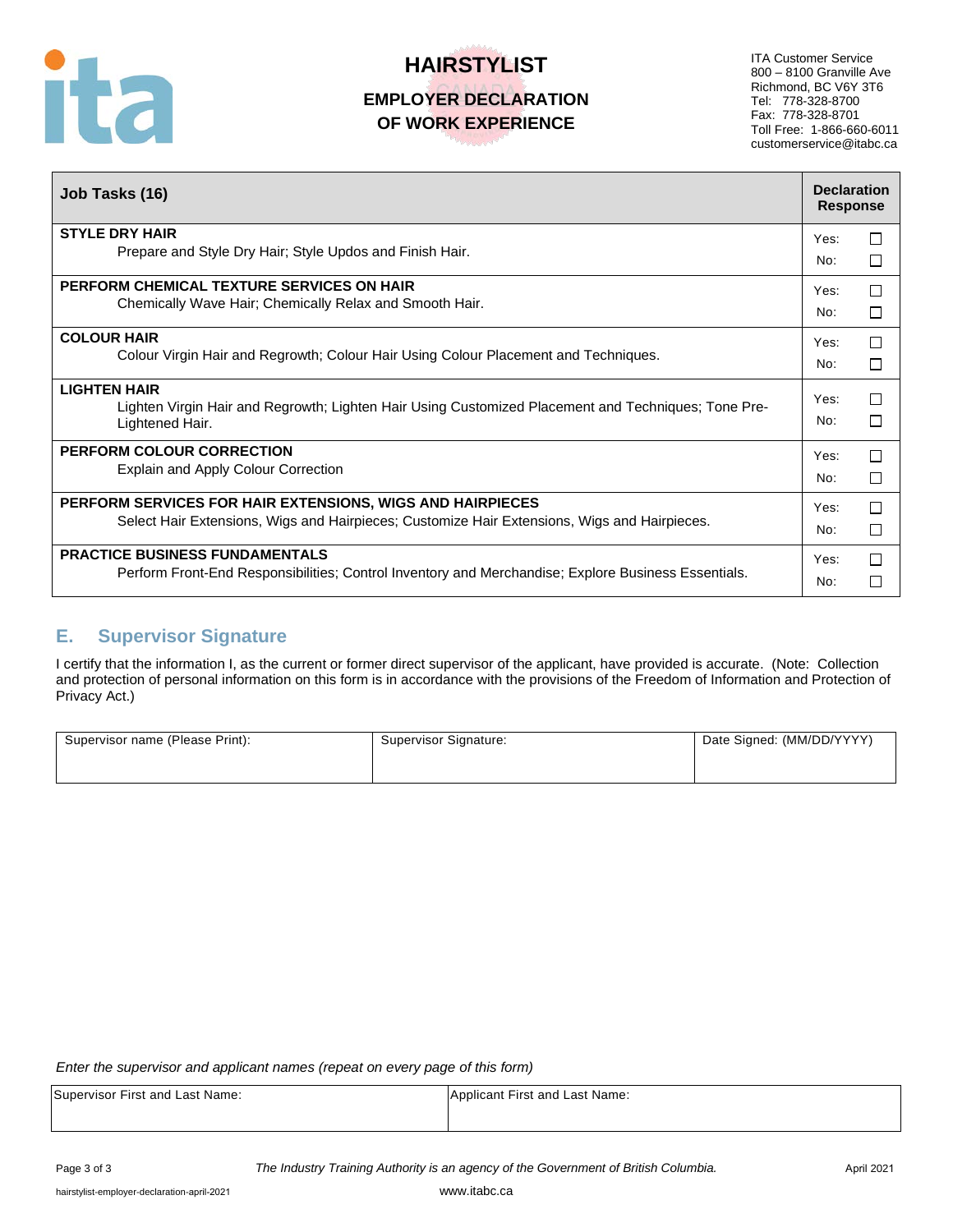# HAIRSTYLIST

## EMPLOYER DECLARATION OF WORK EXPERIENCE

ITA Customer Service
800 – 8100 Granville Ave
Richmond, BC V6Y 3T6
Tel: 778-328-8700
Fax: 778-328-8701
Toll Free: 1-866-660-6011
customerservice@itabc.ca

| Job Tasks (16) | Declaration Response |
|---|---|
| **STYLE DRY HAIR**<br>Prepare and Style Dry Hair; Style Updos and Finish Hair. | Yes: ☐<br>No: ☐ |
| **PERFORM CHEMICAL TEXTURE SERVICES ON HAIR**<br>Chemically Wave Hair; Chemically Relax and Smooth Hair. | Yes: ☐<br>No: ☐ |
| **COLOUR HAIR**<br>Colour Virgin Hair and Regrowth; Colour Hair Using Colour Placement and Techniques. | Yes: ☐<br>No: ☐ |
| **LIGHTEN HAIR**<br>Lighten Virgin Hair and Regrowth; Lighten Hair Using Customized Placement and Techniques; Tone Pre-Lightened Hair. | Yes: ☐<br>No: ☐ |
| **PERFORM COLOUR CORRECTION**<br>Explain and Apply Colour Correction | Yes: ☐<br>No: ☐ |
| **PERFORM SERVICES FOR HAIR EXTENSIONS, WIGS AND HAIRPIECES**<br>Select Hair Extensions, Wigs and Hairpieces; Customize Hair Extensions, Wigs and Hairpieces. | Yes: ☐<br>No: ☐ |
| **PRACTICE BUSINESS FUNDAMENTALS**<br>Perform Front-End Responsibilities; Control Inventory and Merchandise; Explore Business Essentials. | Yes: ☐<br>No: ☐ |

## E. Supervisor Signature

I certify that the information I, as the current or former direct supervisor of the applicant, have provided is accurate. (Note: Collection and protection of personal information on this form is in accordance with the provisions of the Freedom of Information and Protection of Privacy Act.)

| Supervisor name (Please Print): | Supervisor Signature: | Date Signed: (MM/DD/YYYY) |
|---|---|---|
| | | |

*Enter the supervisor and applicant names (repeat on every page of this form)*

| Supervisor First and Last Name: | Applicant First and Last Name: |
|---|---|
| | |

*The Industry Training Authority is an agency of the Government of British Columbia.*

April 2021

hairstylist-employer-declaration-april-2021

www.itabc.ca